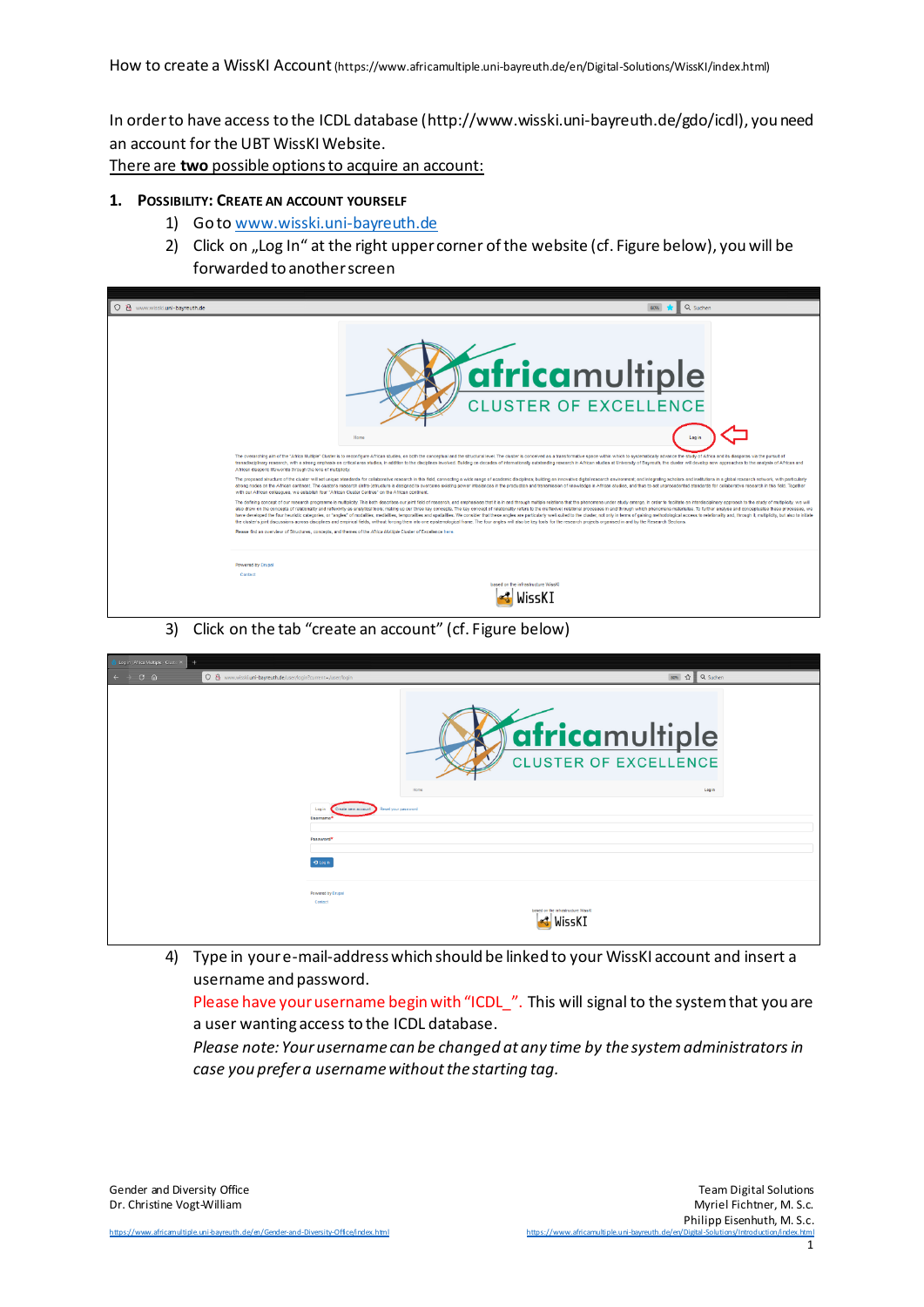How to create a WissKI Account (https://www.africamultiple.uni-bayreuth.de/en/Digital-Solutions/WissKI/index.html)

In order to have access to the ICDL database (http://www.wisski.uni-bayreuth.de/gdo/icdl), you need an account for the UBT WissKI Website.

There are **two** possible options to acquire an account:

## 1. Possibility: Create an account yourself

1) Go to www.wisski.uni-bayreuth.de
2) Click on „Log In" at the right upper corner of the website (cf. Figure below), you will be forwarded to another screen
3) Click on the tab "create an account" (cf. Figure below)
4) Type in your e-mail-address which should be linked to your WissKI account and insert a username and password.

   Please have your username begin with "ICDL_". This will signal to the system that you are a user wanting access to the ICDL database.

   *Please note: Your username can be changed at any time by the system administrators in case you prefer a username without the starting tag.*

Gender and Diversity Office
Dr. Christine Vogt-William
https://www.africamultiple.uni-bayreuth.de/en/Gender-and-Diversity-Office/index.html

Team Digital Solutions
Myriel Fichtner, M. S.c.
Philipp Eisenhuth, M. S.c.
https://www.africamultiple.uni-bayreuth.de/en/Digital-Solutions/Introduction/index.html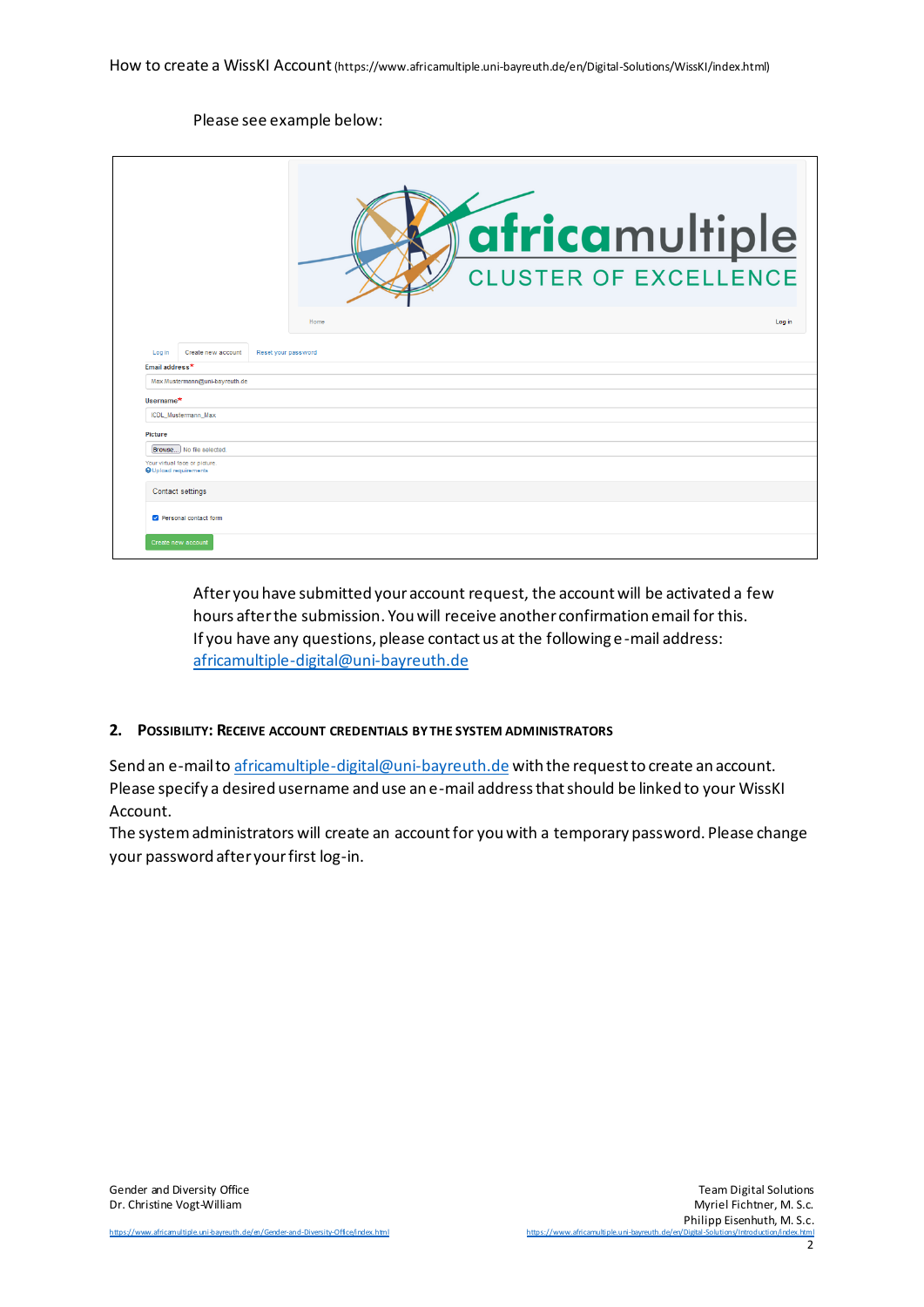Please see example below:

After you have submitted your account request, the account will be activated a few hours after the submission. You will receive another confirmation email for this.
If you have any questions, please contact us at the following e-mail address: africamultiple-digital@uni-bayreuth.de

## 2. Possibility: Receive account credentials by the system administrators

Send an e-mail to africamultiple-digital@uni-bayreuth.de with the request to create an account. Please specify a desired username and use an e-mail address that should be linked to your WissKI Account.
The system administrators will create an account for you with a temporary password. Please change your password after your first log-in.